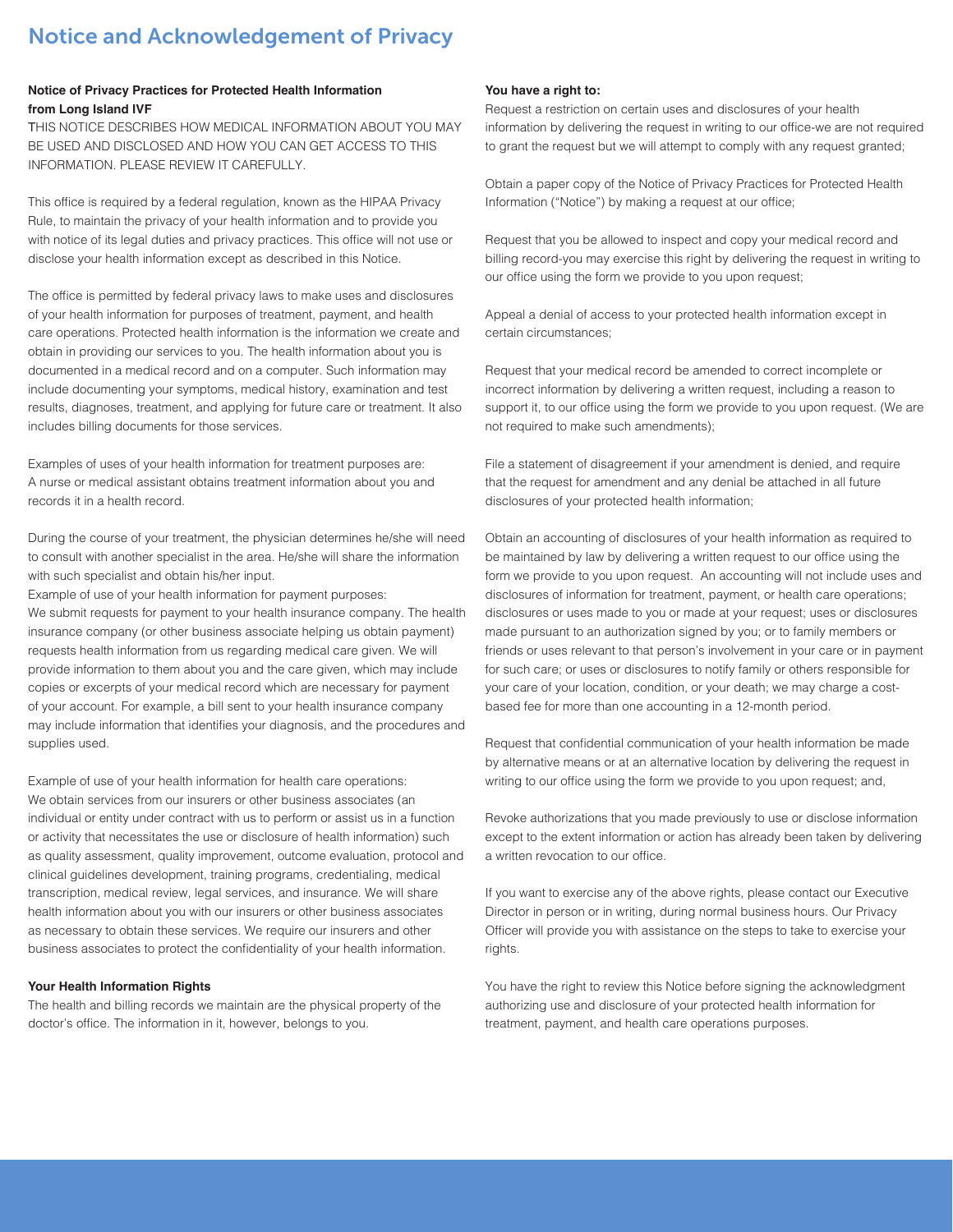# Notice and Acknowledgement of Privacy

**Notice of Privacy Practices for Protected Health Information from Long Island IVF**

THIS NOTICE DESCRIBES HOW MEDICAL INFORMATION ABOUT YOU MAY BE USED AND DISCLOSED AND HOW YOU CAN GET ACCESS TO THIS INFORMATION. PLEASE REVIEW IT CAREFULLY.

This office is required by a federal regulation, known as the HIPAA Privacy Rule, to maintain the privacy of your health information and to provide you with notice of its legal duties and privacy practices. This office will not use or disclose your health information except as described in this Notice.

The office is permitted by federal privacy laws to make uses and disclosures of your health information for purposes of treatment, payment, and health care operations. Protected health information is the information we create and obtain in providing our services to you. The health information about you is documented in a medical record and on a computer. Such information may include documenting your symptoms, medical history, examination and test results, diagnoses, treatment, and applying for future care or treatment. It also includes billing documents for those services.

Examples of uses of your health information for treatment purposes are: A nurse or medical assistant obtains treatment information about you and records it in a health record.

During the course of your treatment, the physician determines he/she will need to consult with another specialist in the area. He/she will share the information with such specialist and obtain his/her input.

Example of use of your health information for payment purposes: We submit requests for payment to your health insurance company. The health insurance company (or other business associate helping us obtain payment) requests health information from us regarding medical care given. We will provide information to them about you and the care given, which may include copies or excerpts of your medical record which are necessary for payment of your account. For example, a bill sent to your health insurance company may include information that identifies your diagnosis, and the procedures and supplies used.

Example of use of your health information for health care operations: We obtain services from our insurers or other business associates (an individual or entity under contract with us to perform or assist us in a function or activity that necessitates the use or disclosure of health information) such as quality assessment, quality improvement, outcome evaluation, protocol and clinical guidelines development, training programs, credentialing, medical transcription, medical review, legal services, and insurance. We will share health information about you with our insurers or other business associates as necessary to obtain these services. We require our insurers and other business associates to protect the confidentiality of your health information.

**Your Health Information Rights**

The health and billing records we maintain are the physical property of the doctor's office. The information in it, however, belongs to you.

**You have a right to:**

Request a restriction on certain uses and disclosures of your health information by delivering the request in writing to our office-we are not required to grant the request but we will attempt to comply with any request granted;

Obtain a paper copy of the Notice of Privacy Practices for Protected Health Information ("Notice") by making a request at our office;

Request that you be allowed to inspect and copy your medical record and billing record-you may exercise this right by delivering the request in writing to our office using the form we provide to you upon request;

Appeal a denial of access to your protected health information except in certain circumstances;

Request that your medical record be amended to correct incomplete or incorrect information by delivering a written request, including a reason to support it, to our office using the form we provide to you upon request. (We are not required to make such amendments);

File a statement of disagreement if your amendment is denied, and require that the request for amendment and any denial be attached in all future disclosures of your protected health information;

Obtain an accounting of disclosures of your health information as required to be maintained by law by delivering a written request to our office using the form we provide to you upon request. An accounting will not include uses and disclosures of information for treatment, payment, or health care operations; disclosures or uses made to you or made at your request; uses or disclosures made pursuant to an authorization signed by you; or to family members or friends or uses relevant to that person's involvement in your care or in payment for such care; or uses or disclosures to notify family or others responsible for your care of your location, condition, or your death; we may charge a cost-based fee for more than one accounting in a 12-month period.

Request that confidential communication of your health information be made by alternative means or at an alternative location by delivering the request in writing to our office using the form we provide to you upon request; and,

Revoke authorizations that you made previously to use or disclose information except to the extent information or action has already been taken by delivering a written revocation to our office.

If you want to exercise any of the above rights, please contact our Executive Director in person or in writing, during normal business hours. Our Privacy Officer will provide you with assistance on the steps to take to exercise your rights.

You have the right to review this Notice before signing the acknowledgment authorizing use and disclosure of your protected health information for treatment, payment, and health care operations purposes.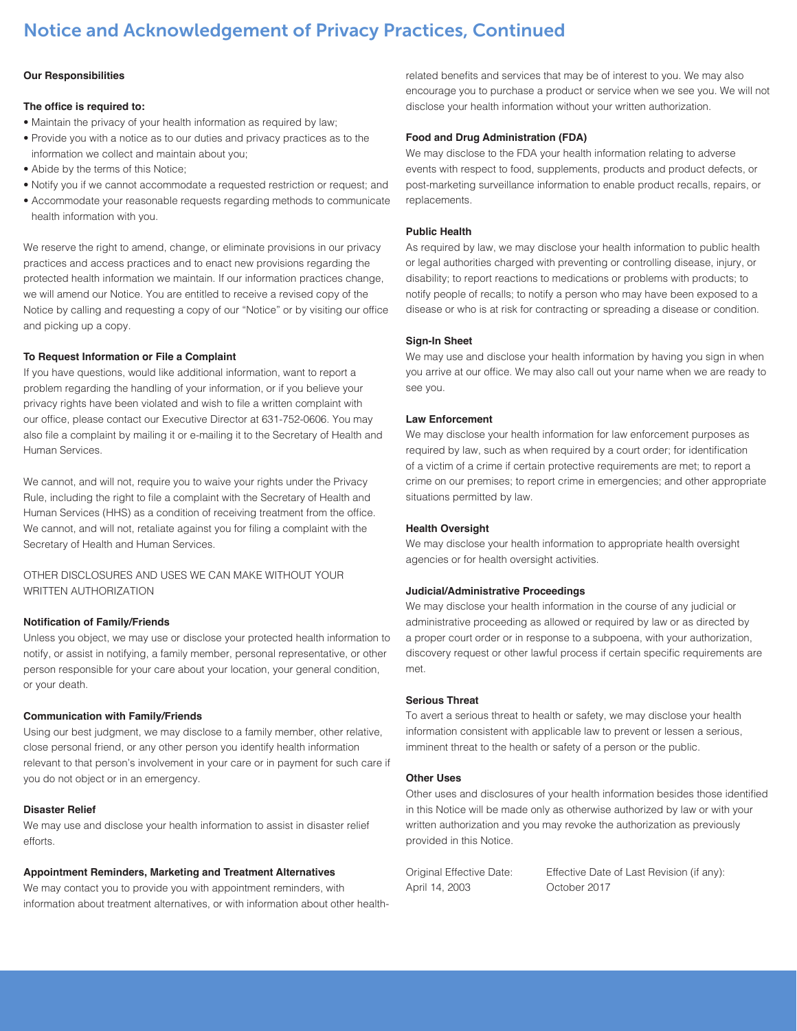# Notice and Acknowledgement of Privacy Practices, Continued

**Our Responsibilities**

**The office is required to:**

- Maintain the privacy of your health information as required by law;
- Provide you with a notice as to our duties and privacy practices as to the information we collect and maintain about you;
- Abide by the terms of this Notice;
- Notify you if we cannot accommodate a requested restriction or request; and
- Accommodate your reasonable requests regarding methods to communicate health information with you.

We reserve the right to amend, change, or eliminate provisions in our privacy practices and access practices and to enact new provisions regarding the protected health information we maintain. If our information practices change, we will amend our Notice. You are entitled to receive a revised copy of the Notice by calling and requesting a copy of our "Notice" or by visiting our office and picking up a copy.

**To Request Information or File a Complaint**

If you have questions, would like additional information, want to report a problem regarding the handling of your information, or if you believe your privacy rights have been violated and wish to file a written complaint with our office, please contact our Executive Director at 631-752-0606. You may also file a complaint by mailing it or e-mailing it to the Secretary of Health and Human Services.

We cannot, and will not, require you to waive your rights under the Privacy Rule, including the right to file a complaint with the Secretary of Health and Human Services (HHS) as a condition of receiving treatment from the office. We cannot, and will not, retaliate against you for filing a complaint with the Secretary of Health and Human Services.

OTHER DISCLOSURES AND USES WE CAN MAKE WITHOUT YOUR WRITTEN AUTHORIZATION

**Notification of Family/Friends**

Unless you object, we may use or disclose your protected health information to notify, or assist in notifying, a family member, personal representative, or other person responsible for your care about your location, your general condition, or your death.

**Communication with Family/Friends**

Using our best judgment, we may disclose to a family member, other relative, close personal friend, or any other person you identify health information relevant to that person's involvement in your care or in payment for such care if you do not object or in an emergency.

**Disaster Relief**

We may use and disclose your health information to assist in disaster relief efforts.

**Appointment Reminders, Marketing and Treatment Alternatives**

We may contact you to provide you with appointment reminders, with information about treatment alternatives, or with information about other health-related benefits and services that may be of interest to you. We may also encourage you to purchase a product or service when we see you. We will not disclose your health information without your written authorization.

**Food and Drug Administration (FDA)**

We may disclose to the FDA your health information relating to adverse events with respect to food, supplements, products and product defects, or post-marketing surveillance information to enable product recalls, repairs, or replacements.

**Public Health**

As required by law, we may disclose your health information to public health or legal authorities charged with preventing or controlling disease, injury, or disability; to report reactions to medications or problems with products; to notify people of recalls; to notify a person who may have been exposed to a disease or who is at risk for contracting or spreading a disease or condition.

**Sign-In Sheet**

We may use and disclose your health information by having you sign in when you arrive at our office. We may also call out your name when we are ready to see you.

**Law Enforcement**

We may disclose your health information for law enforcement purposes as required by law, such as when required by a court order; for identification of a victim of a crime if certain protective requirements are met; to report a crime on our premises; to report crime in emergencies; and other appropriate situations permitted by law.

**Health Oversight**

We may disclose your health information to appropriate health oversight agencies or for health oversight activities.

**Judicial/Administrative Proceedings**

We may disclose your health information in the course of any judicial or administrative proceeding as allowed or required by law or as directed by a proper court order or in response to a subpoena, with your authorization, discovery request or other lawful process if certain specific requirements are met.

**Serious Threat**

To avert a serious threat to health or safety, we may disclose your health information consistent with applicable law to prevent or lessen a serious, imminent threat to the health or safety of a person or the public.

**Other Uses**

Other uses and disclosures of your health information besides those identified in this Notice will be made only as otherwise authorized by law or with your written authorization and you may revoke the authorization as previously provided in this Notice.

Original Effective Date:
April 14, 2003

Effective Date of Last Revision (if any):
October 2017